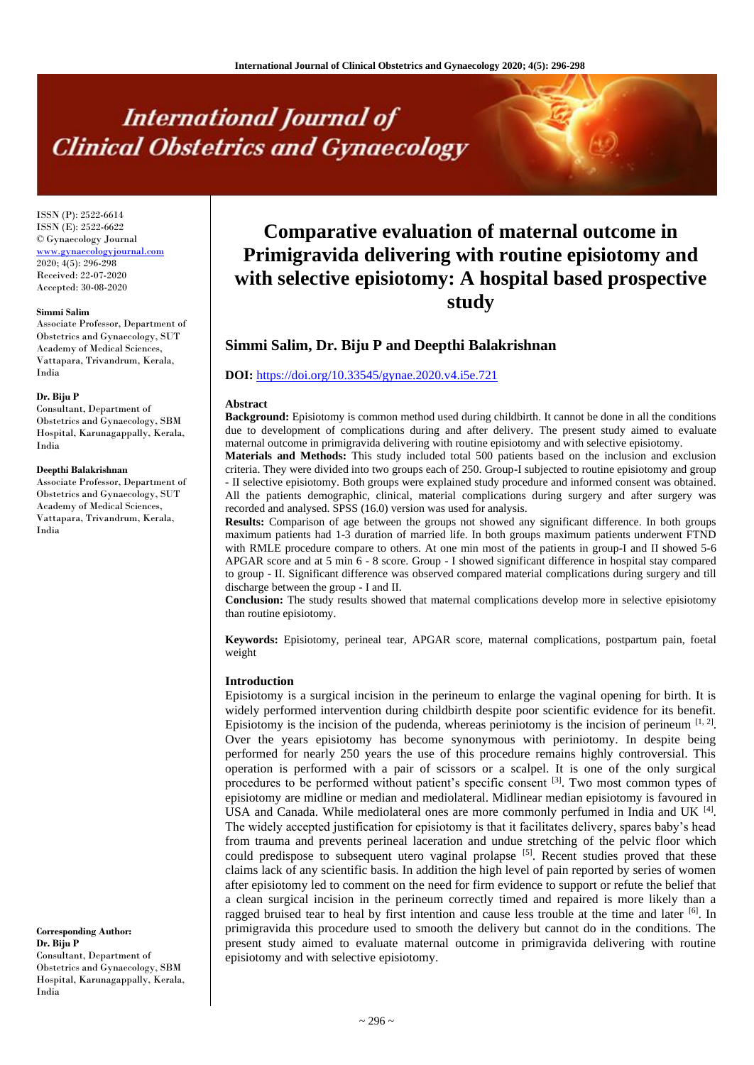# Comparative evaluation of maternal outcome in Primigravida delivering with routine episiotomy and with selective episiotomy: A hospital based prospective study

ISSN (P): 2522-6614
ISSN (E): 2522-6622
© Gynaecology Journal
www.gynaecologyjournal.com
2020; 4(5): 296-298
Received: 22-07-2020
Accepted: 30-08-2020

**Simmi Salim**
Associate Professor, Department of Obstetrics and Gynaecology, SUT Academy of Medical Sciences, Vattapara, Trivandrum, Kerala, India

**Dr. Biju P**
Consultant, Department of Obstetrics and Gynaecology, SBM Hospital, Karunagappally, Kerala, India

**Deepthi Balakrishnan**
Associate Professor, Department of Obstetrics and Gynaecology, SUT Academy of Medical Sciences, Vattapara, Trivandrum, Kerala, India

**Corresponding Author:**
**Dr. Biju P**
Consultant, Department of Obstetrics and Gynaecology, SBM Hospital, Karunagappally, Kerala, India

## Simmi Salim, Dr. Biju P and Deepthi Balakrishnan

**DOI:** https://doi.org/10.33545/gynae.2020.v4.i5e.721

### Abstract

**Background:** Episiotomy is common method used during childbirth. It cannot be done in all the conditions due to development of complications during and after delivery. The present study aimed to evaluate maternal outcome in primigravida delivering with routine episiotomy and with selective episiotomy.

**Materials and Methods:** This study included total 500 patients based on the inclusion and exclusion criteria. They were divided into two groups each of 250. Group-I subjected to routine episiotomy and group - II selective episiotomy. Both groups were explained study procedure and informed consent was obtained. All the patients demographic, clinical, material complications during surgery and after surgery was recorded and analysed. SPSS (16.0) version was used for analysis.

**Results:** Comparison of age between the groups not showed any significant difference. In both groups maximum patients had 1-3 duration of married life. In both groups maximum patients underwent FTND with RMLE procedure compare to others. At one min most of the patients in group-I and II showed 5-6 APGAR score and at 5 min 6 - 8 score. Group - I showed significant difference in hospital stay compared to group - II. Significant difference was observed compared material complications during surgery and till discharge between the group - I and II.

**Conclusion:** The study results showed that maternal complications develop more in selective episiotomy than routine episiotomy.

**Keywords:** Episiotomy, perineal tear, APGAR score, maternal complications, postpartum pain, foetal weight

### Introduction

Episiotomy is a surgical incision in the perineum to enlarge the vaginal opening for birth. It is widely performed intervention during childbirth despite poor scientific evidence for its benefit. Episiotomy is the incision of the pudenda, whereas periniotomy is the incision of perineum [1, 2]. Over the years episiotomy has become synonymous with periniotomy. In despite being performed for nearly 250 years the use of this procedure remains highly controversial. This operation is performed with a pair of scissors or a scalpel. It is one of the only surgical procedures to be performed without patient's specific consent [3]. Two most common types of episiotomy are midline or median and mediolateral. Midlinear median episiotomy is favoured in USA and Canada. While mediolateral ones are more commonly perfumed in India and UK [4]. The widely accepted justification for episiotomy is that it facilitates delivery, spares baby's head from trauma and prevents perineal laceration and undue stretching of the pelvic floor which could predispose to subsequent utero vaginal prolapse [5]. Recent studies proved that these claims lack of any scientific basis. In addition the high level of pain reported by series of women after episiotomy led to comment on the need for firm evidence to support or refute the belief that a clean surgical incision in the perineum correctly timed and repaired is more likely than a ragged bruised tear to heal by first intention and cause less trouble at the time and later [6]. In primigravida this procedure used to smooth the delivery but cannot do in the conditions. The present study aimed to evaluate maternal outcome in primigravida delivering with routine episiotomy and with selective episiotomy.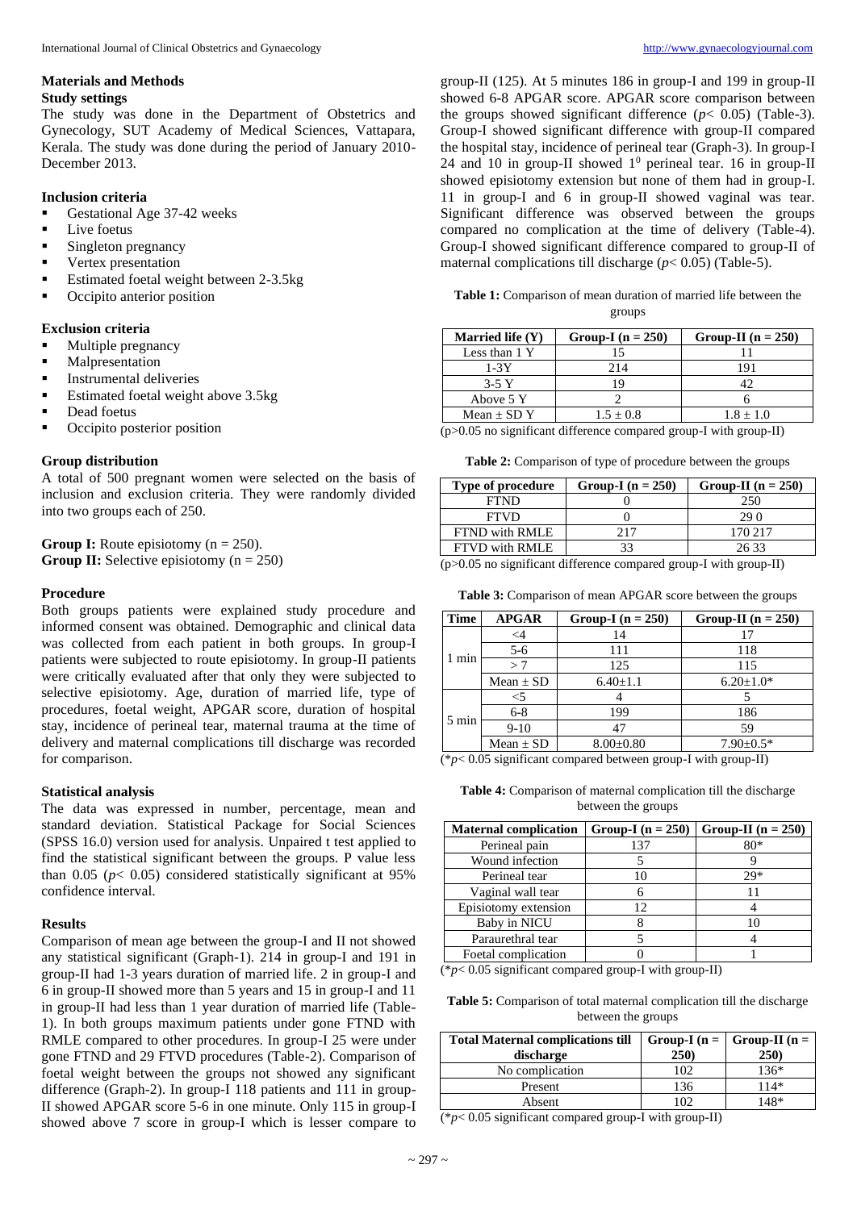## Materials and Methods

### Study settings

The study was done in the Department of Obstetrics and Gynecology, SUT Academy of Medical Sciences, Vattapara, Kerala. The study was done during the period of January 2010-December 2013.

### Inclusion criteria

- Gestational Age 37-42 weeks
- Live foetus
- Singleton pregnancy
- Vertex presentation
- Estimated foetal weight between 2-3.5kg
- Occipito anterior position

### Exclusion criteria

- Multiple pregnancy
- Malpresentation
- Instrumental deliveries
- Estimated foetal weight above 3.5kg
- Dead foetus
- Occipito posterior position

### Group distribution

A total of 500 pregnant women were selected on the basis of inclusion and exclusion criteria. They were randomly divided into two groups each of 250.

**Group I:** Route episiotomy (n = 250).
**Group II:** Selective episiotomy (n = 250)

### Procedure

Both groups patients were explained study procedure and informed consent was obtained. Demographic and clinical data was collected from each patient in both groups. In group-I patients were subjected to route episiotomy. In group-II patients were critically evaluated after that only they were subjected to selective episiotomy. Age, duration of married life, type of procedures, foetal weight, APGAR score, duration of hospital stay, incidence of perineal tear, maternal trauma at the time of delivery and maternal complications till discharge was recorded for comparison.

### Statistical analysis

The data was expressed in number, percentage, mean and standard deviation. Statistical Package for Social Sciences (SPSS 16.0) version used for analysis. Unpaired t test applied to find the statistical significant between the groups. P value less than 0.05 ($p$< 0.05) considered statistically significant at 95% confidence interval.

### Results

Comparison of mean age between the group-I and II not showed any statistical significant (Graph-1). 214 in group-I and 191 in group-II had 1-3 years duration of married life. 2 in group-I and 6 in group-II showed more than 5 years and 15 in group-I and 11 in group-II had less than 1 year duration of married life (Table-1). In both groups maximum patients under gone FTND with RMLE compared to other procedures. In group-I 25 were under gone FTND and 29 FTVD procedures (Table-2). Comparison of foetal weight between the groups not showed any significant difference (Graph-2). In group-I 118 patients and 111 in group-II showed APGAR score 5-6 in one minute. Only 115 in group-I showed above 7 score in group-I which is lesser compare to group-II (125). At 5 minutes 186 in group-I and 199 in group-II showed 6-8 APGAR score. APGAR score comparison between the groups showed significant difference ($p$< 0.05) (Table-3). Group-I showed significant difference with group-II compared the hospital stay, incidence of perineal tear (Graph-3). In group-I 24 and 10 in group-II showed $1^0$ perineal tear. 16 in group-II showed episiotomy extension but none of them had in group-I. 11 in group-I and 6 in group-II showed vaginal was tear. Significant difference was observed between the groups compared no complication at the time of delivery (Table-4). Group-I showed significant difference compared to group-II of maternal complications till discharge ($p$< 0.05) (Table-5).

**Table 1:** Comparison of mean duration of married life between the groups

| Married life (Y) | Group-I (n = 250) | Group-II (n = 250) |
|---|---|---|
| Less than 1 Y | 15 | 11 |
| 1-3Y | 214 | 191 |
| 3-5 Y | 19 | 42 |
| Above 5 Y | 2 | 6 |
| Mean ± SD Y | 1.5 ± 0.8 | 1.8 ± 1.0 |

(p>0.05 no significant difference compared group-I with group-II)

**Table 2:** Comparison of type of procedure between the groups

| Type of procedure | Group-I (n = 250) | Group-II (n = 250) |
|---|---|---|
| FTND | 0 | 250 |
| FTVD | 0 | 29 0 |
| FTND with RMLE | 217 | 170 217 |
| FTVD with RMLE | 33 | 26 33 |

(p>0.05 no significant difference compared group-I with group-II)

**Table 3:** Comparison of mean APGAR score between the groups

| Time | APGAR | Group-I (n = 250) | Group-II (n = 250) |
|---|---|---|---|
| 1 min | <4 | 14 | 17 |
| | 5-6 | 111 | 118 |
| | > 7 | 125 | 115 |
| | Mean ± SD | 6.40±1.1 | 6.20±1.0* |
| 5 min | <5 | 4 | 5 |
| | 6-8 | 199 | 186 |
| | 9-10 | 47 | 59 |
| | Mean ± SD | 8.00±0.80 | 7.90±0.5* |

(*$p$< 0.05 significant compared between group-I with group-II)

**Table 4:** Comparison of maternal complication till the discharge between the groups

| Maternal complication | Group-I (n = 250) | Group-II (n = 250) |
|---|---|---|
| Perineal pain | 137 | 80* |
| Wound infection | 5 | 9 |
| Perineal tear | 10 | 29* |
| Vaginal wall tear | 6 | 11 |
| Episiotomy extension | 12 | 4 |
| Baby in NICU | 8 | 10 |
| Paraurethral tear | 5 | 4 |
| Foetal complication | 0 | 1 |

(*$p$< 0.05 significant compared group-I with group-II)

**Table 5:** Comparison of total maternal complication till the discharge between the groups

| Total Maternal complications till discharge | Group-I (n = 250) | Group-II (n = 250) |
|---|---|---|
| No complication | 102 | 136* |
| Present | 136 | 114* |
| Absent | 102 | 148* |

(*$p$< 0.05 significant compared group-I with group-II)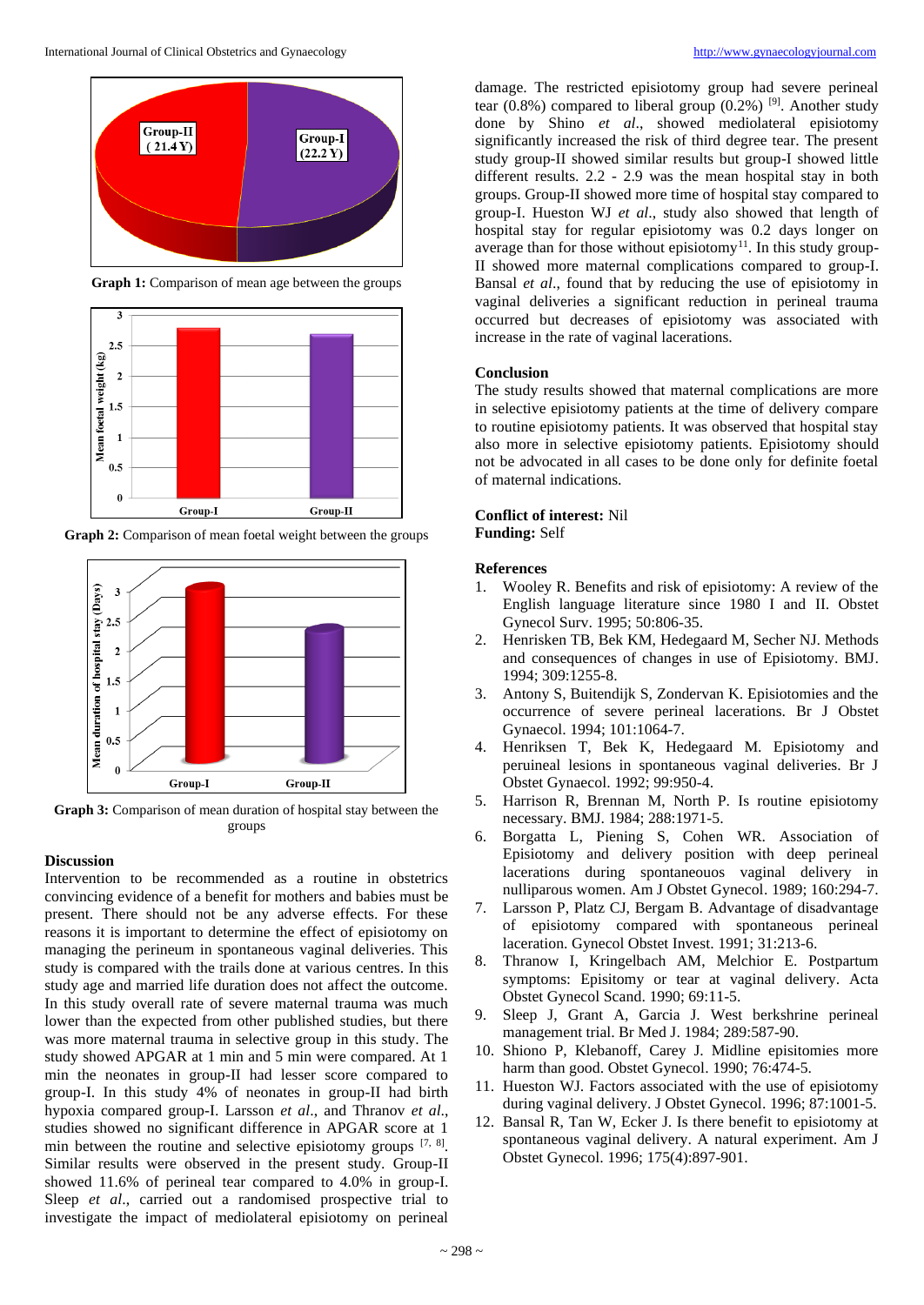Group-II ( 21.4 Y)

Group-I (22.2 Y)

**Graph 1:** Comparison of mean age between the groups

Mean foetal weight (kg)

3
2.5
2
1.5
1
0.5
0

Group-I
Group-II

**Graph 2:** Comparison of mean foetal weight between the groups

Mean duration of hospital stay (Days)

3
2.5
2
1.5
1
0.5
0

Group-I
Group-II

**Graph 3:** Comparison of mean duration of hospital stay between the groups

## Discussion

Intervention to be recommended as a routine in obstetrics convincing evidence of a benefit for mothers and babies must be present. There should not be any adverse effects. For these reasons it is important to determine the effect of episiotomy on managing the perineum in spontaneous vaginal deliveries. This study is compared with the trails done at various centres. In this study age and married life duration does not affect the outcome. In this study overall rate of severe maternal trauma was much lower than the expected from other published studies, but there was more maternal trauma in selective group in this study. The study showed APGAR at 1 min and 5 min were compared. At 1 min the neonates in group-II had lesser score compared to group-I. In this study 4% of neonates in group-II had birth hypoxia compared group-I. Larsson *et al*., and Thranov *et al*., studies showed no significant difference in APGAR score at 1 min between the routine and selective episiotomy groups [7, 8]. Similar results were observed in the present study. Group-II showed 11.6% of perineal tear compared to 4.0% in group-I. Sleep *et al*., carried out a randomised prospective trial to investigate the impact of mediolateral episiotomy on perineal damage. The restricted episiotomy group had severe perineal tear (0.8%) compared to liberal group (0.2%) [9]. Another study done by Shino *et al*., showed mediolateral episiotomy significantly increased the risk of third degree tear. The present study group-II showed similar results but group-I showed little different results. 2.2 - 2.9 was the mean hospital stay in both groups. Group-II showed more time of hospital stay compared to group-I. Hueston WJ *et al*., study also showed that length of hospital stay for regular episiotomy was 0.2 days longer on average than for those without episiotomy[11]. In this study group-II showed more maternal complications compared to group-I. Bansal *et al*., found that by reducing the use of episiotomy in vaginal deliveries a significant reduction in perineal trauma occurred but decreases of episiotomy was associated with increase in the rate of vaginal lacerations.

## Conclusion

The study results showed that maternal complications are more in selective episiotomy patients at the time of delivery compare to routine episiotomy patients. It was observed that hospital stay also more in selective episiotomy patients. Episiotomy should not be advocated in all cases to be done only for definite foetal of maternal indications.

**Conflict of interest:** Nil
**Funding:** Self

## References

1. Wooley R. Benefits and risk of episiotomy: A review of the English language literature since 1980 I and II. Obstet Gynecol Surv. 1995; 50:806-35.
2. Henrisken TB, Bek KM, Hedegaard M, Secher NJ. Methods and consequences of changes in use of Episiotomy. BMJ. 1994; 309:1255-8.
3. Antony S, Buitendijk S, Zondervan K. Episiotomies and the occurrence of severe perineal lacerations. Br J Obstet Gynaecol. 1994; 101:1064-7.
4. Henriksen T, Bek K, Hedegaard M. Episiotomy and peruineal lesions in spontaneous vaginal deliveries. Br J Obstet Gynaecol. 1992; 99:950-4.
5. Harrison R, Brennan M, North P. Is routine episiotomy necessary. BMJ. 1984; 288:1971-5.
6. Borgatta L, Piening S, Cohen WR. Association of Episiotomy and delivery position with deep perineal lacerations during spontaneouos vaginal delivery in nulliparous women. Am J Obstet Gynecol. 1989; 160:294-7.
7. Larsson P, Platz CJ, Bergam B. Advantage of disadvantage of episiotomy compared with spontaneous perineal laceration. Gynecol Obstet Invest. 1991; 31:213-6.
8. Thranow I, Kringelbach AM, Melchior E. Postpartum symptoms: Episiotomy or tear at vaginal delivery. Acta Obstet Gynecol Scand. 1990; 69:11-5.
9. Sleep J, Grant A, Garcia J. West berkshrine perineal management trial. Br Med J. 1984; 289:587-90.
10. Shiono P, Klebanoff, Carey J. Midline episitomies more harm than good. Obstet Gynecol. 1990; 76:474-5.
11. Hueston WJ. Factors associated with the use of episiotomy during vaginal delivery. J Obstet Gynecol. 1996; 87:1001-5.
12. Bansal R, Tan W, Ecker J. Is there benefit to episiotomy at spontaneous vaginal delivery. A natural experiment. Am J Obstet Gynecol. 1996; 175(4):897-901.